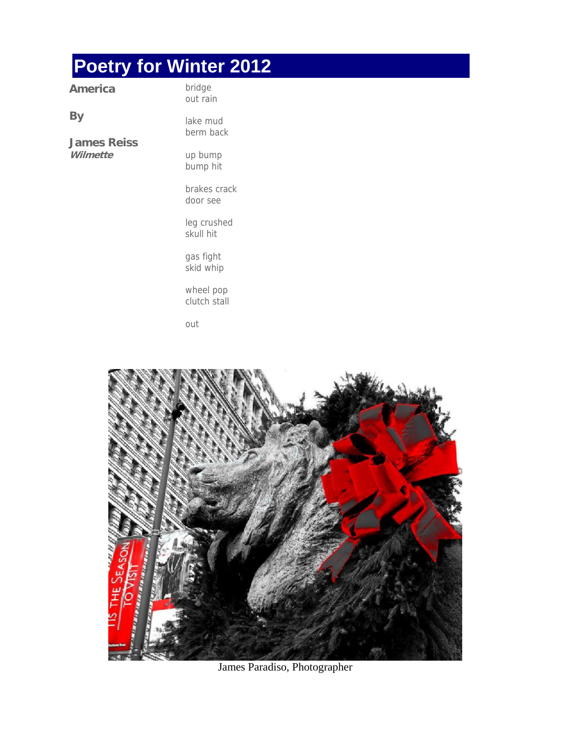# Poetry for Winter 2012

**America**

**By**

**James Reiss**
***Wilmette***

bridge
out rain

lake mud
berm back

up bump
bump hit

brakes crack
door see

leg crushed
skull hit

gas fight
skid whip

wheel pop
clutch stall

out

James Paradiso, Photographer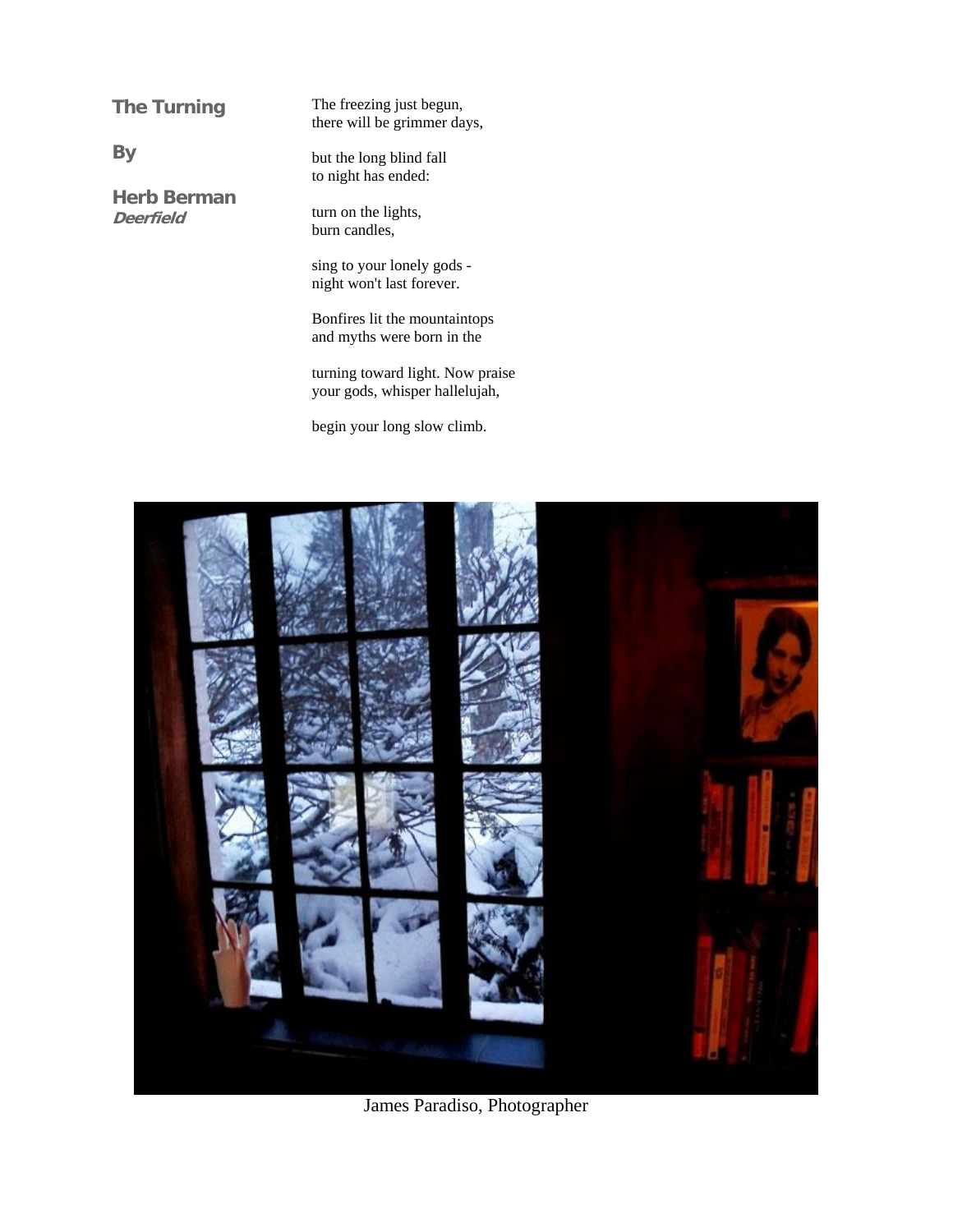# The Turning

**By**

**Herb Berman**
***Deerfield***

The freezing just begun,
there will be grimmer days,

but the long blind fall
to night has ended:

turn on the lights,
burn candles,

sing to your lonely gods -
night won't last forever.

Bonfires lit the mountaintops
and myths were born in the

turning toward light. Now praise
your gods, whisper hallelujah,

begin your long slow climb.

James Paradiso, Photographer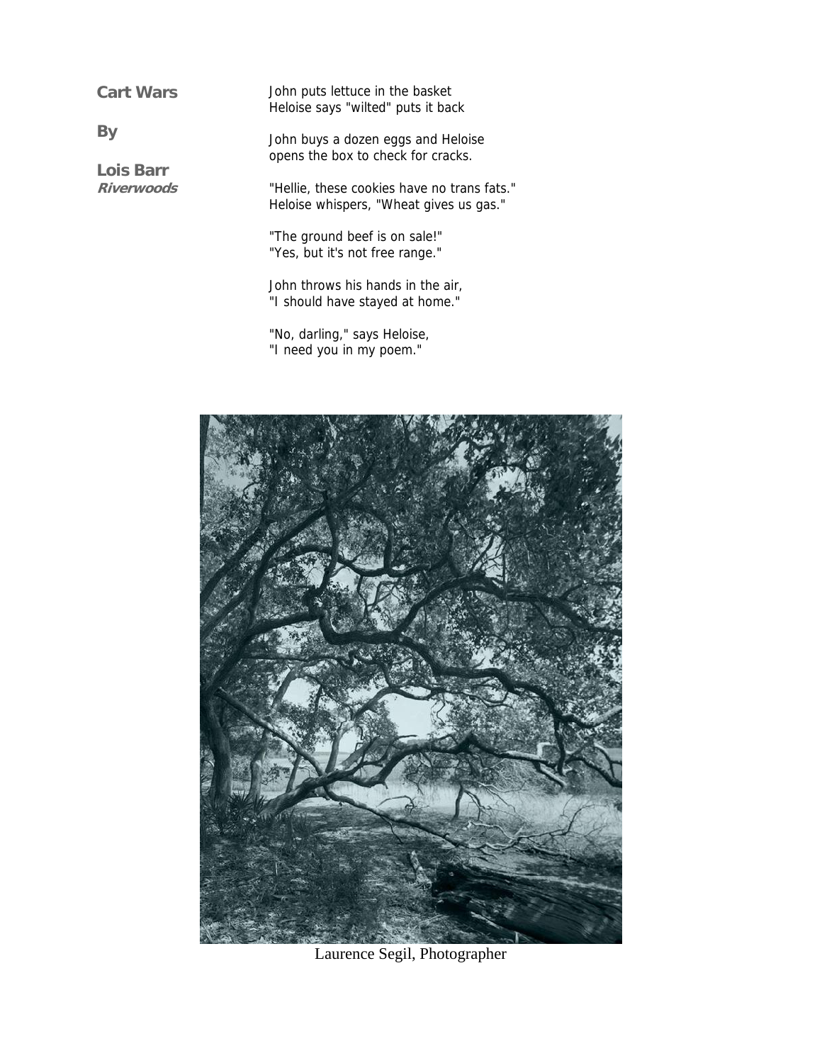## Cart Wars

**By**

**Lois Barr**
***Riverwoods***

John puts lettuce in the basket
Heloise says "wilted" puts it back

John buys a dozen eggs and Heloise
opens the box to check for cracks.

"Hellie, these cookies have no trans fats."
Heloise whispers, "Wheat gives us gas."

"The ground beef is on sale!"
"Yes, but it's not free range."

John throws his hands in the air,
"I should have stayed at home."

"No, darling," says Heloise,
"I need you in my poem."

Laurence Segil, Photographer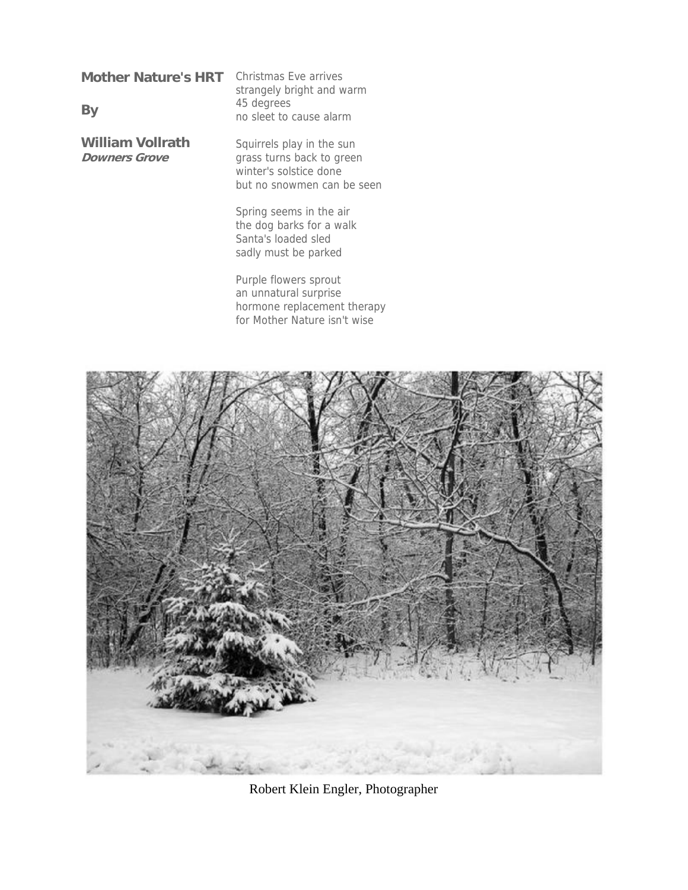## Mother Nature's HRT

**By**

**William Vollrath**
***Downers Grove***

Christmas Eve arrives
strangely bright and warm
45 degrees
no sleet to cause alarm

Squirrels play in the sun
grass turns back to green
winter's solstice done
but no snowmen can be seen

Spring seems in the air
the dog barks for a walk
Santa's loaded sled
sadly must be parked

Purple flowers sprout
an unnatural surprise
hormone replacement therapy
for Mother Nature isn't wise

Robert Klein Engler, Photographer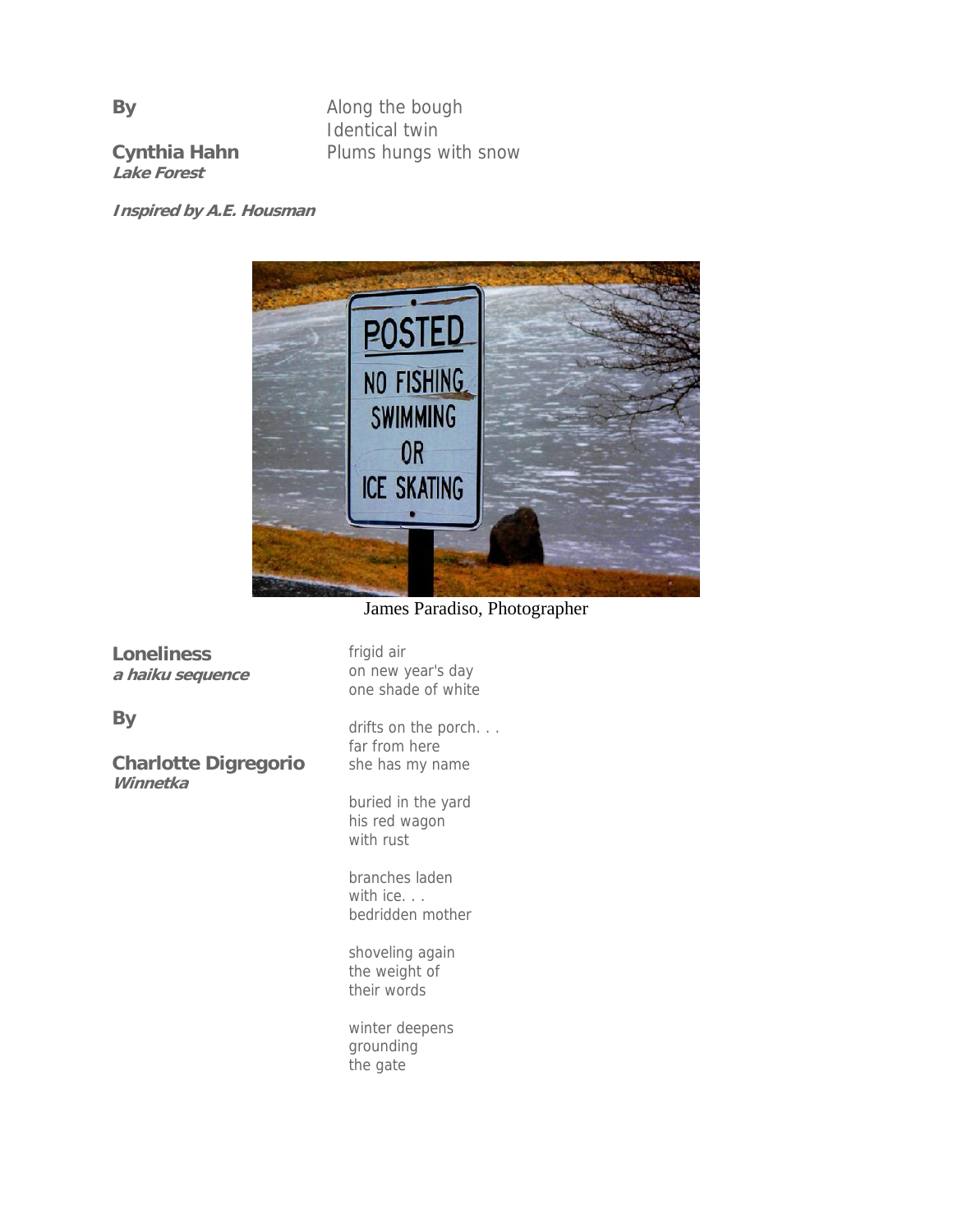**By**

**Cynthia Hahn**
***Lake Forest***

Along the bough
Identical twin
Plums hungs with snow

***Inspired by A.E. Housman***

James Paradiso, Photographer

**Loneliness**
***a haiku sequence***

**By**

**Charlotte Digregorio**
***Winnetka***

frigid air
on new year's day
one shade of white

drifts on the porch. . .
far from here
she has my name

buried in the yard
his red wagon
with rust

branches laden
with ice. . .
bedridden mother

shoveling again
the weight of
their words

winter deepens
grounding
the gate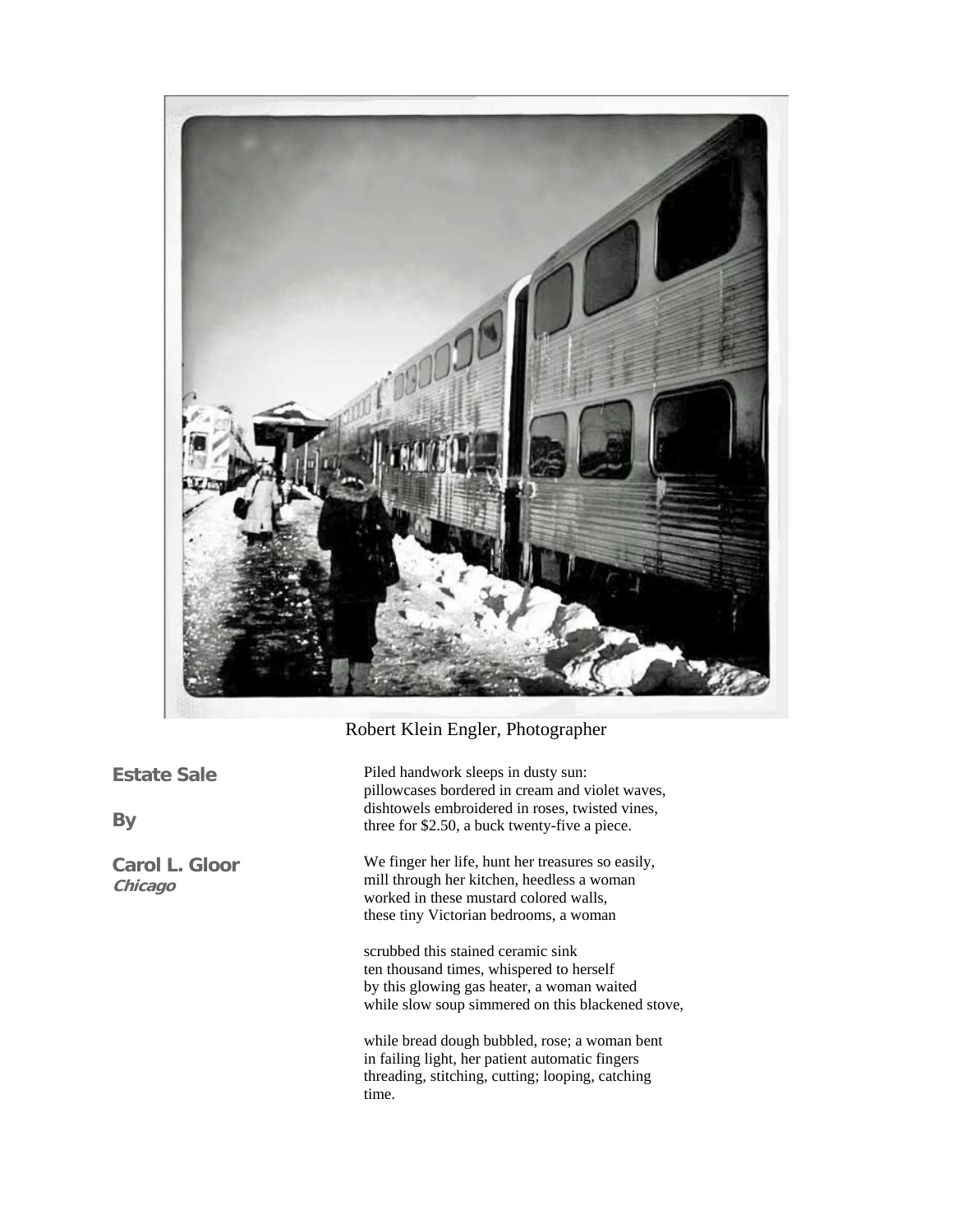Robert Klein Engler, Photographer

## Estate Sale

**By**

**Carol L. Gloor**
*Chicago*

Piled handwork sleeps in dusty sun:
pillowcases bordered in cream and violet waves,
dishtowels embroidered in roses, twisted vines,
three for $2.50, a buck twenty-five a piece.

We finger her life, hunt her treasures so easily,
mill through her kitchen, heedless a woman
worked in these mustard colored walls,
these tiny Victorian bedrooms, a woman

scrubbed this stained ceramic sink
ten thousand times, whispered to herself
by this glowing gas heater, a woman waited
while slow soup simmered on this blackened stove,

while bread dough bubbled, rose; a woman bent
in failing light, her patient automatic fingers
threading, stitching, cutting; looping, catching
time.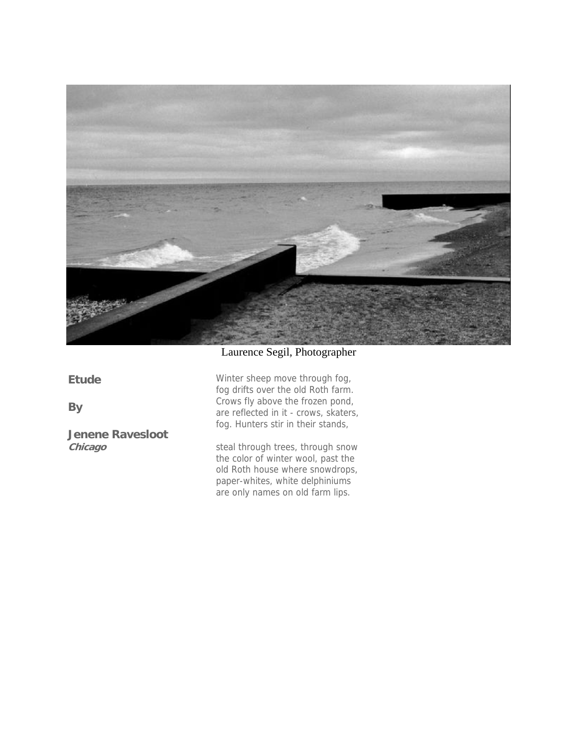Laurence Segil, Photographer

## Etude

**By**

**Jenene Ravesloot**
***Chicago***

Winter sheep move through fog,
fog drifts over the old Roth farm.
Crows fly above the frozen pond,
are reflected in it - crows, skaters,
fog. Hunters stir in their stands,

steal through trees, through snow
the color of winter wool, past the
old Roth house where snowdrops,
paper-whites, white delphiniums
are only names on old farm lips.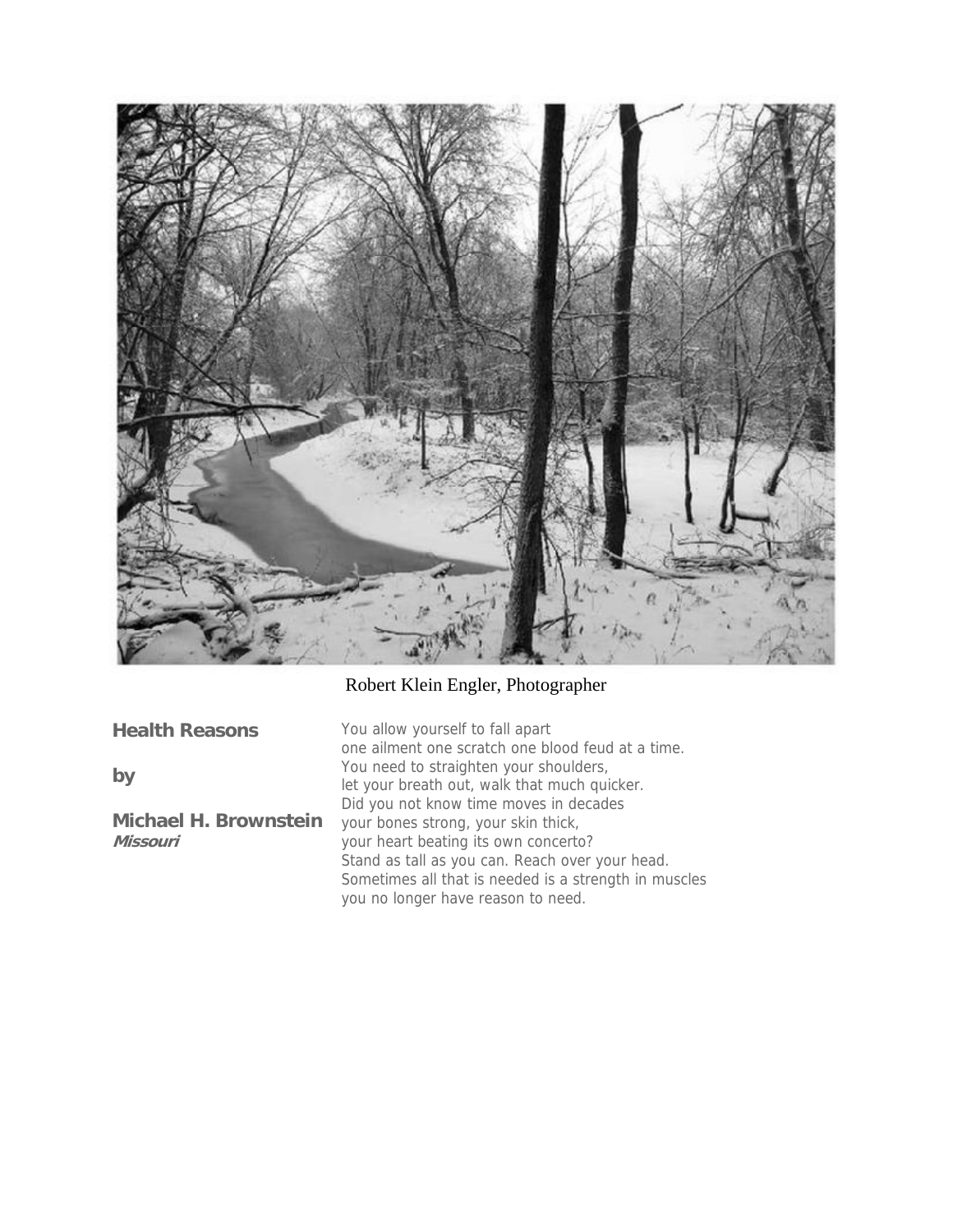Robert Klein Engler, Photographer

## Health Reasons

by

**Michael H. Brownstein**
***Missouri***

You allow yourself to fall apart
one ailment one scratch one blood feud at a time.
You need to straighten your shoulders,
let your breath out, walk that much quicker.
Did you not know time moves in decades
your bones strong, your skin thick,
your heart beating its own concerto?
Stand as tall as you can. Reach over your head.
Sometimes all that is needed is a strength in muscles
you no longer have reason to need.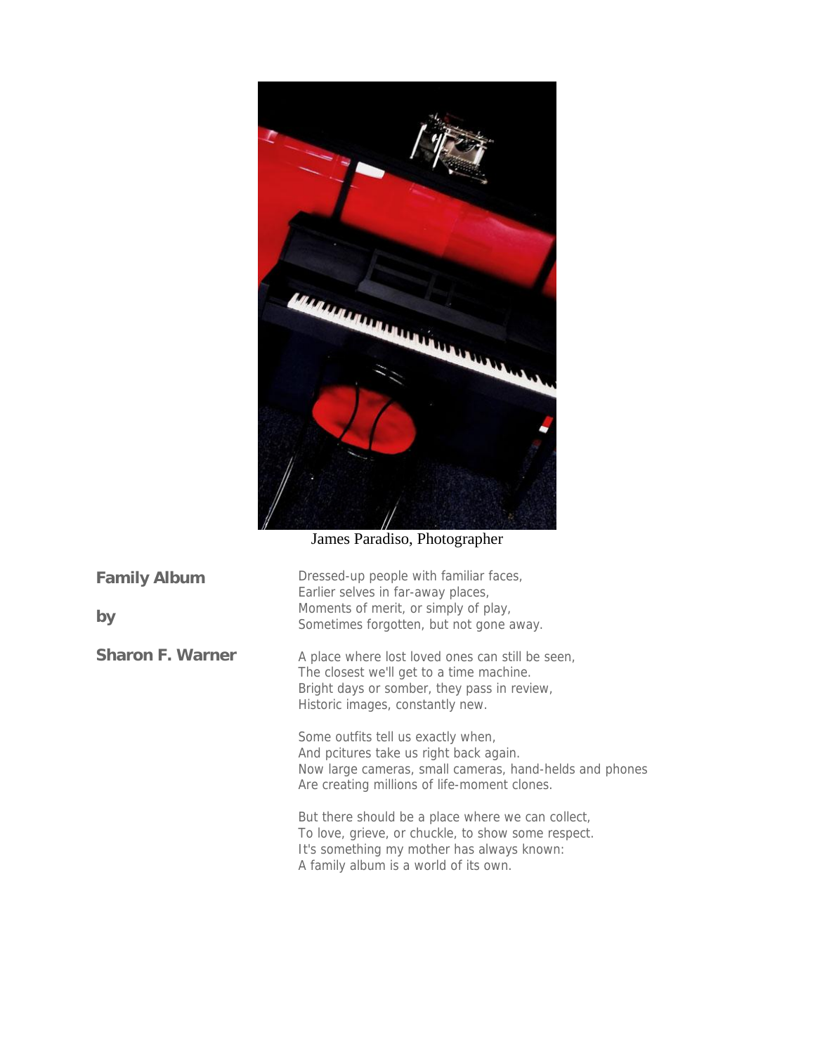James Paradiso, Photographer

## Family Album

by

**Sharon F. Warner**

Dressed-up people with familiar faces,
Earlier selves in far-away places,
Moments of merit, or simply of play,
Sometimes forgotten, but not gone away.

A place where lost loved ones can still be seen,
The closest we'll get to a time machine.
Bright days or somber, they pass in review,
Historic images, constantly new.

Some outfits tell us exactly when,
And pcitures take us right back again.
Now large cameras, small cameras, hand-helds and phones
Are creating millions of life-moment clones.

But there should be a place where we can collect,
To love, grieve, or chuckle, to show some respect.
It's something my mother has always known:
A family album is a world of its own.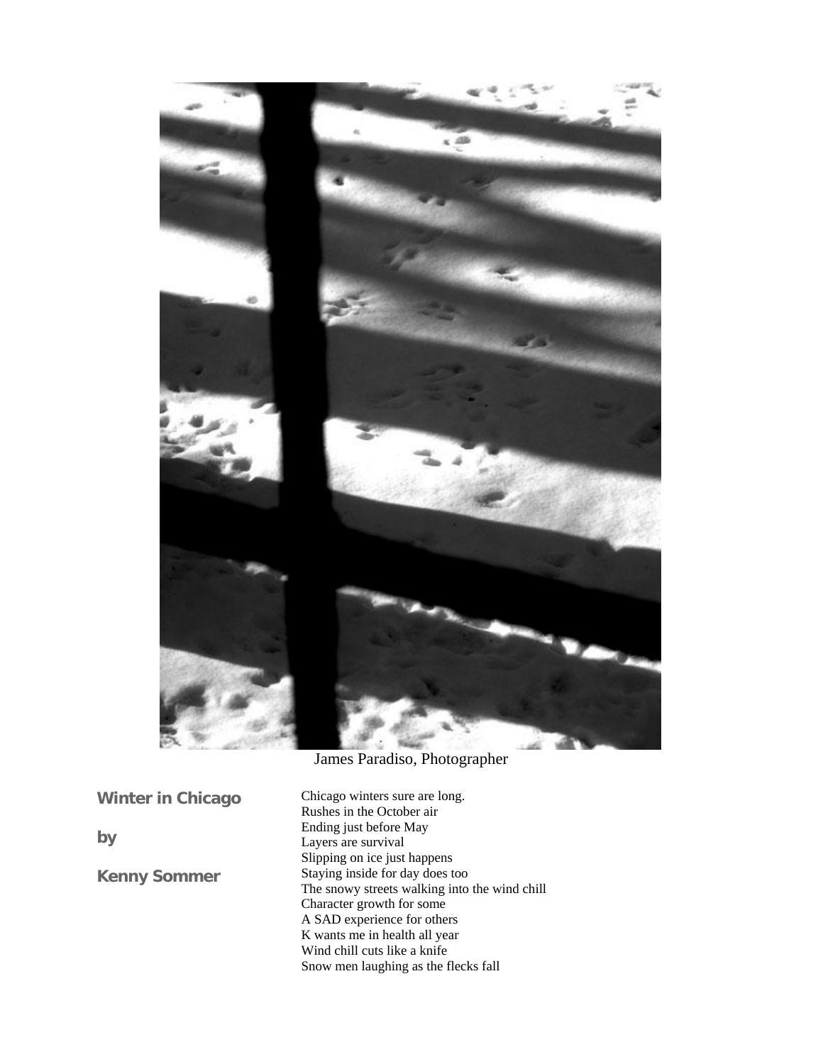James Paradiso, Photographer

**Winter in Chicago**

**by**

**Kenny Sommer**

Chicago winters sure are long.
Rushes in the October air
Ending just before May
Layers are survival
Slipping on ice just happens
Staying inside for day does too
The snowy streets walking into the wind chill
Character growth for some
A SAD experience for others
K wants me in health all year
Wind chill cuts like a knife
Snow men laughing as the flecks fall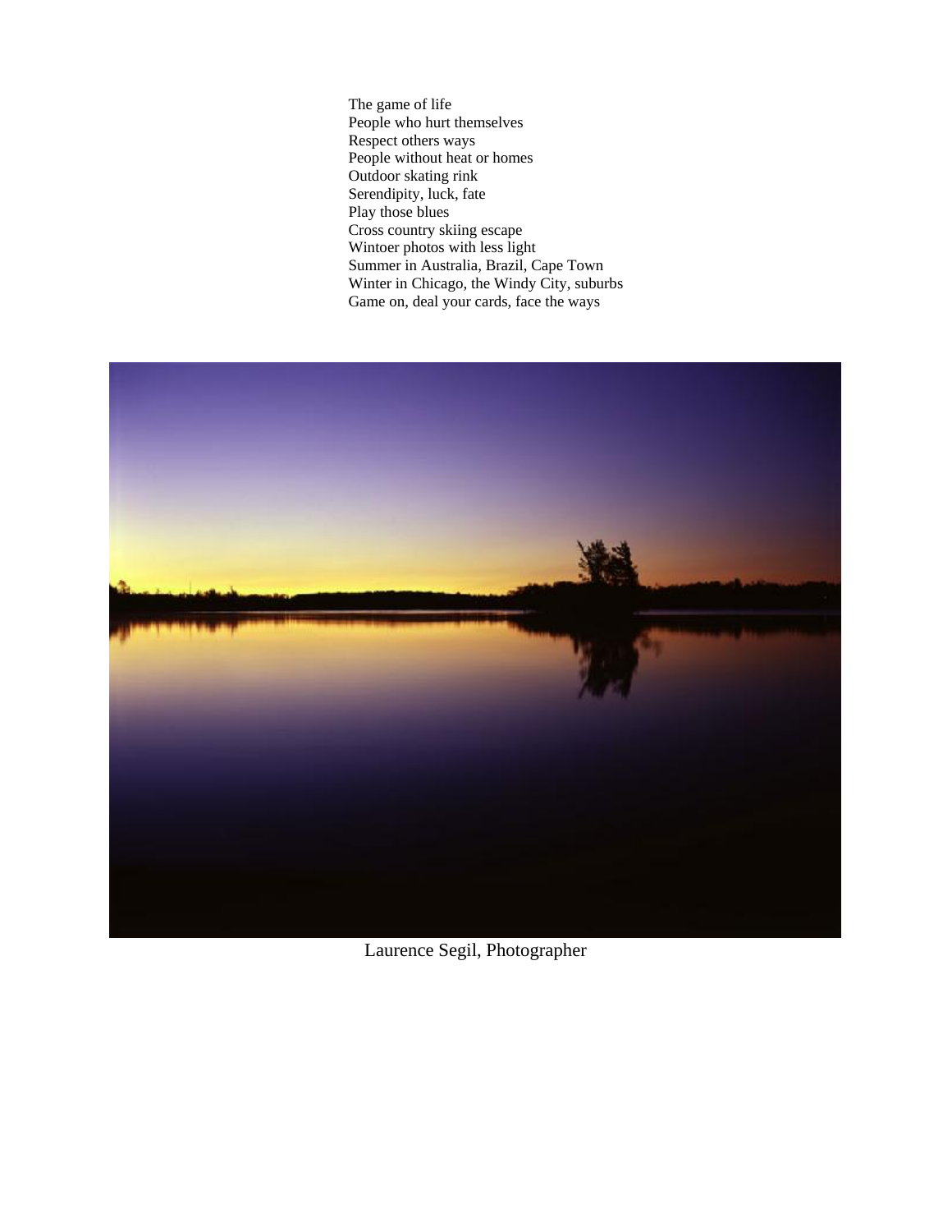The game of life
People who hurt themselves
Respect others ways
People without heat or homes
Outdoor skating rink
Serendipity, luck, fate
Play those blues
Cross country skiing escape
Wintoer photos with less light
Summer in Australia, Brazil, Cape Town
Winter in Chicago, the Windy City, suburbs
Game on, deal your cards, face the ways

Laurence Segil, Photographer